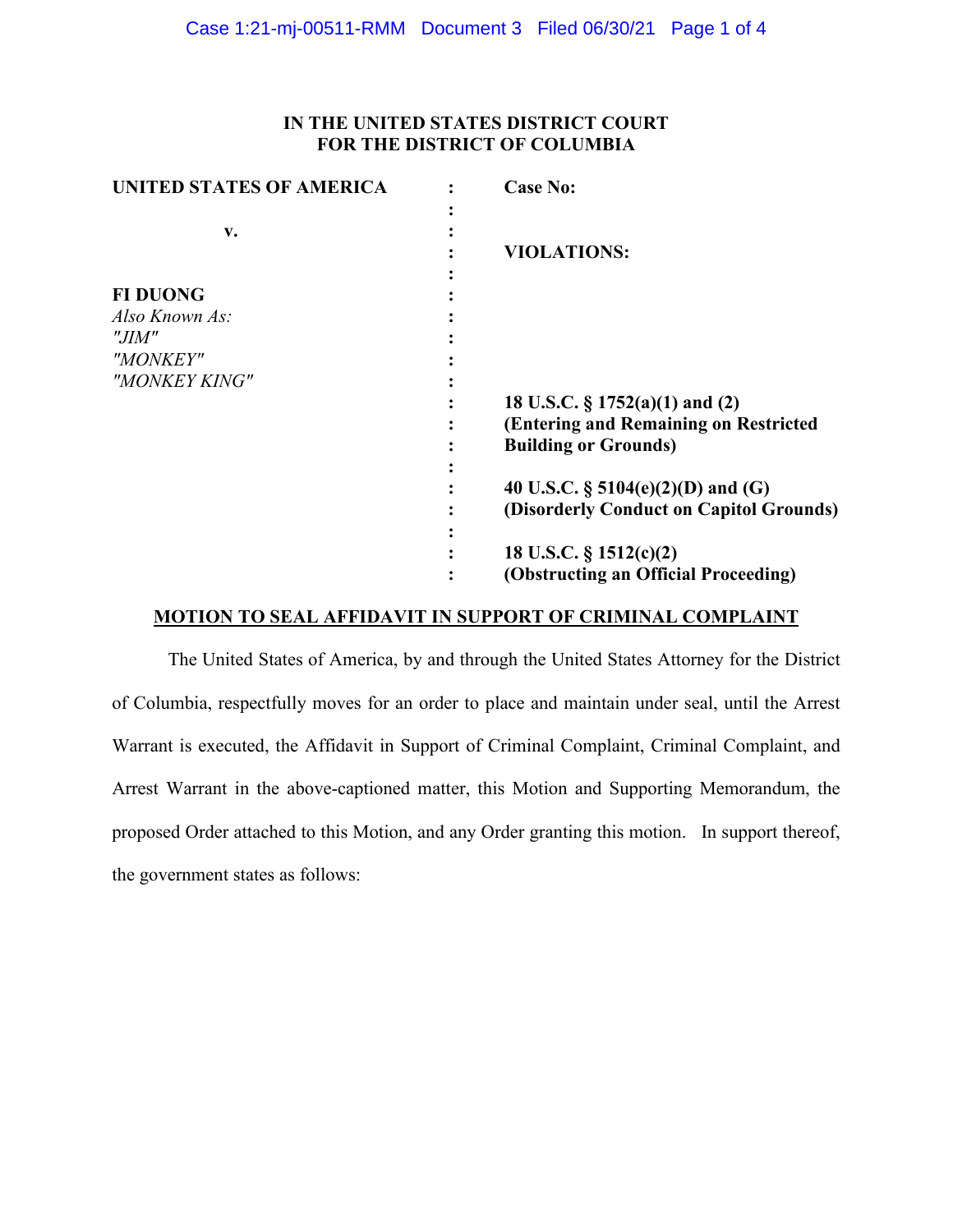**IN THE UNITED STATES DISTRICT COURT**
**FOR THE DISTRICT OF COLUMBIA**

| | | |
|---|---|---|
| **UNITED STATES OF AMERICA** | : | **Case No:** |
| **v.** | : | **VIOLATIONS:** |
| **FI DUONG** *Also Known As: "JIM" "MONKEY" "MONKEY KING"* | : | |
| | : | **18 U.S.C. § 1752(a)(1) and (2) (Entering and Remaining on Restricted Building or Grounds)** |
| | : | **40 U.S.C. § 5104(e)(2)(D) and (G) (Disorderly Conduct on Capitol Grounds)** |
| | : | **18 U.S.C. § 1512(c)(2) (Obstructing an Official Proceeding)** |

**MOTION TO SEAL AFFIDAVIT IN SUPPORT OF CRIMINAL COMPLAINT**

The United States of America, by and through the United States Attorney for the District of Columbia, respectfully moves for an order to place and maintain under seal, until the Arrest Warrant is executed, the Affidavit in Support of Criminal Complaint, Criminal Complaint, and Arrest Warrant in the above-captioned matter, this Motion and Supporting Memorandum, the proposed Order attached to this Motion, and any Order granting this motion. In support thereof, the government states as follows: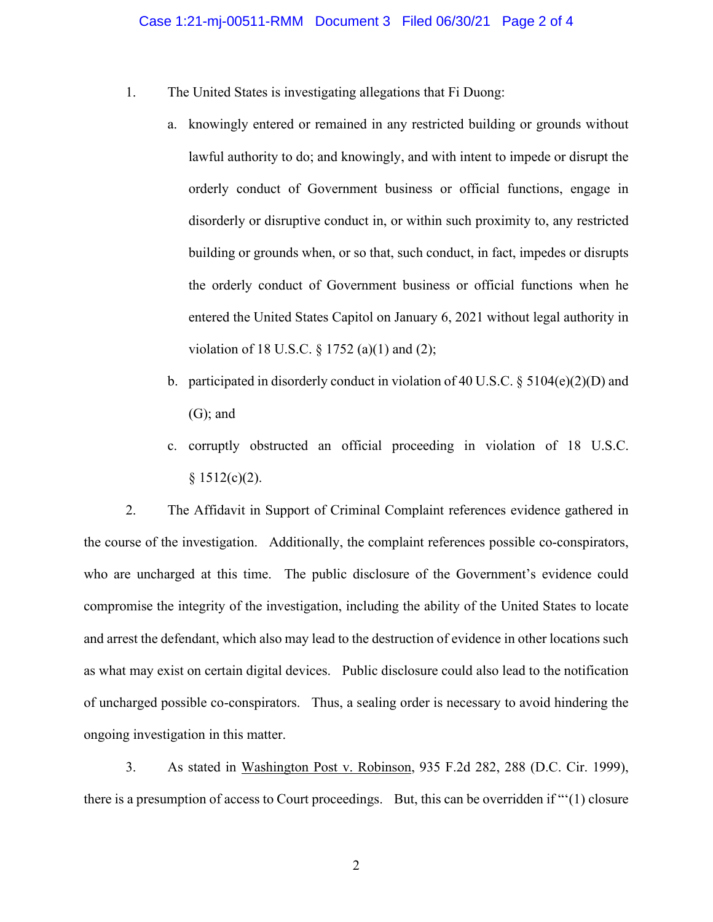1. The United States is investigating allegations that Fi Duong:

   a. knowingly entered or remained in any restricted building or grounds without lawful authority to do; and knowingly, and with intent to impede or disrupt the orderly conduct of Government business or official functions, engage in disorderly or disruptive conduct in, or within such proximity to, any restricted building or grounds when, or so that, such conduct, in fact, impedes or disrupts the orderly conduct of Government business or official functions when he entered the United States Capitol on January 6, 2021 without legal authority in violation of 18 U.S.C. § 1752 (a)(1) and (2);

   b. participated in disorderly conduct in violation of 40 U.S.C. § 5104(e)(2)(D) and (G); and

   c. corruptly obstructed an official proceeding in violation of 18 U.S.C. § 1512(c)(2).

2. The Affidavit in Support of Criminal Complaint references evidence gathered in the course of the investigation. Additionally, the complaint references possible co-conspirators, who are uncharged at this time. The public disclosure of the Government's evidence could compromise the integrity of the investigation, including the ability of the United States to locate and arrest the defendant, which also may lead to the destruction of evidence in other locations such as what may exist on certain digital devices. Public disclosure could also lead to the notification of uncharged possible co-conspirators. Thus, a sealing order is necessary to avoid hindering the ongoing investigation in this matter.

3. As stated in <u>Washington Post v. Robinson</u>, 935 F.2d 282, 288 (D.C. Cir. 1999), there is a presumption of access to Court proceedings. But, this can be overridden if "'(1) closure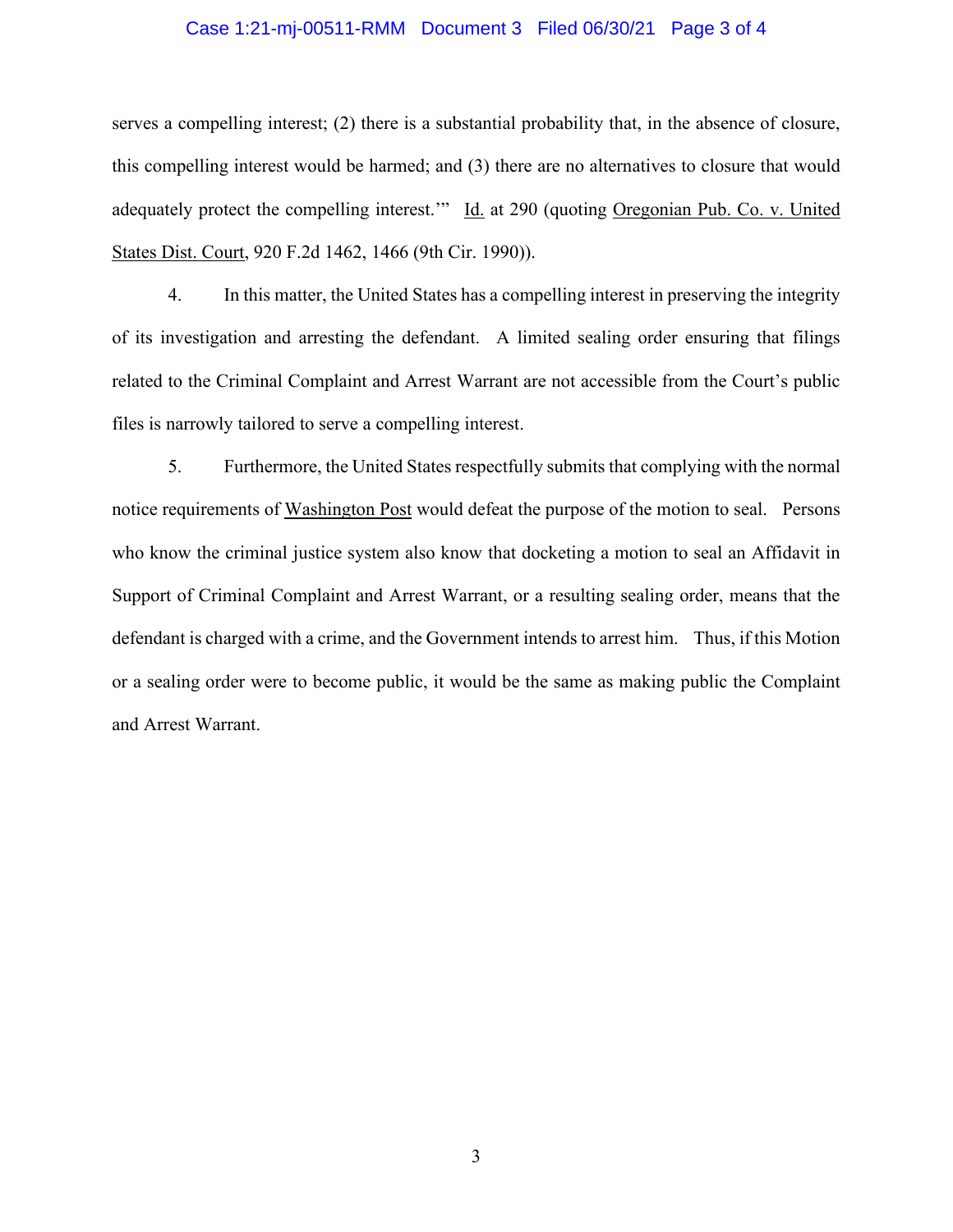serves a compelling interest; (2) there is a substantial probability that, in the absence of closure, this compelling interest would be harmed; and (3) there are no alternatives to closure that would adequately protect the compelling interest.'" Id. at 290 (quoting Oregonian Pub. Co. v. United States Dist. Court, 920 F.2d 1462, 1466 (9th Cir. 1990)).

4. In this matter, the United States has a compelling interest in preserving the integrity of its investigation and arresting the defendant. A limited sealing order ensuring that filings related to the Criminal Complaint and Arrest Warrant are not accessible from the Court's public files is narrowly tailored to serve a compelling interest.

5. Furthermore, the United States respectfully submits that complying with the normal notice requirements of Washington Post would defeat the purpose of the motion to seal. Persons who know the criminal justice system also know that docketing a motion to seal an Affidavit in Support of Criminal Complaint and Arrest Warrant, or a resulting sealing order, means that the defendant is charged with a crime, and the Government intends to arrest him. Thus, if this Motion or a sealing order were to become public, it would be the same as making public the Complaint and Arrest Warrant.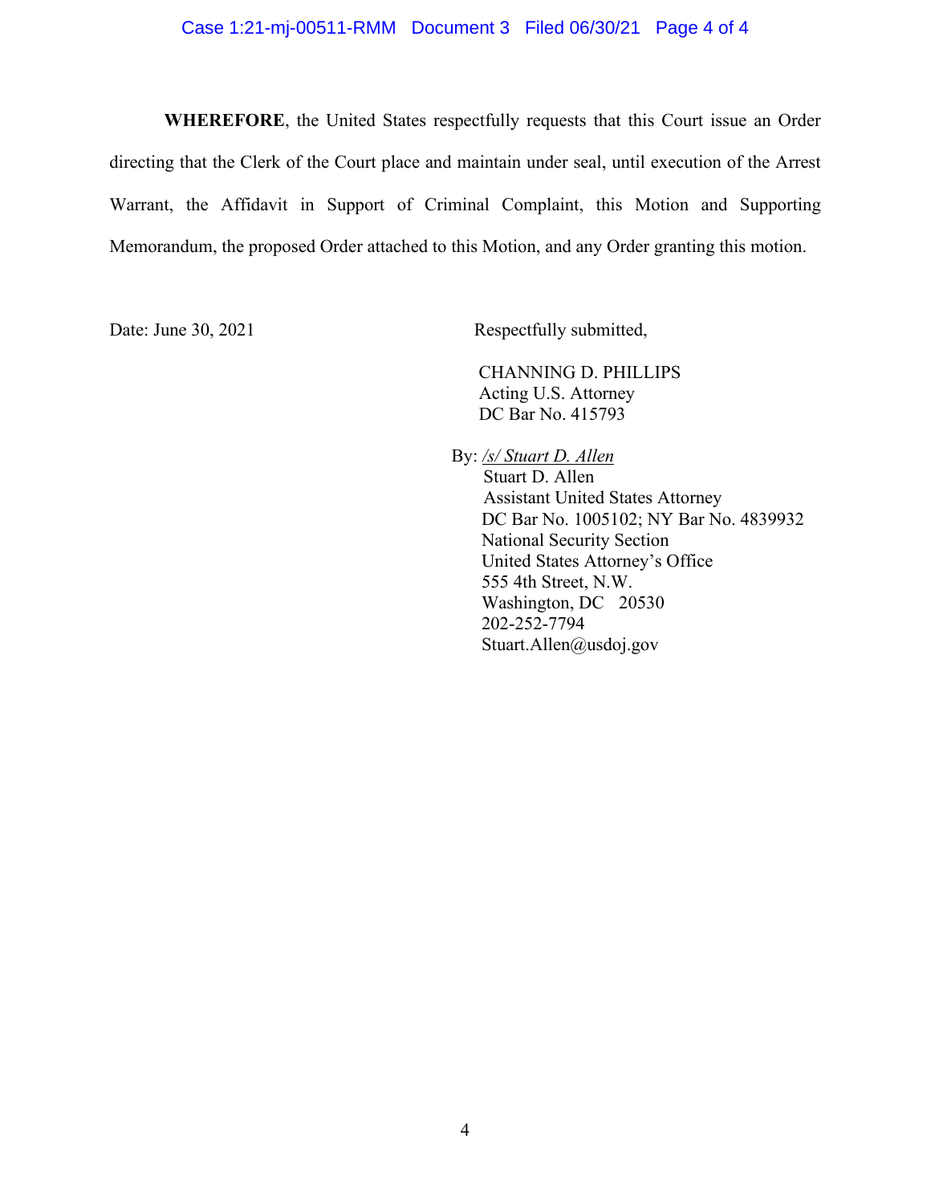**WHEREFORE**, the United States respectfully requests that this Court issue an Order directing that the Clerk of the Court place and maintain under seal, until execution of the Arrest Warrant, the Affidavit in Support of Criminal Complaint, this Motion and Supporting Memorandum, the proposed Order attached to this Motion, and any Order granting this motion.

Date: June 30, 2021

Respectfully submitted,

CHANNING D. PHILLIPS
Acting U.S. Attorney
DC Bar No. 415793

By: */s/ Stuart D. Allen*
Stuart D. Allen
Assistant United States Attorney
DC Bar No. 1005102; NY Bar No. 4839932
National Security Section
United States Attorney's Office
555 4th Street, N.W.
Washington, DC 20530
202-252-7794
Stuart.Allen@usdoj.gov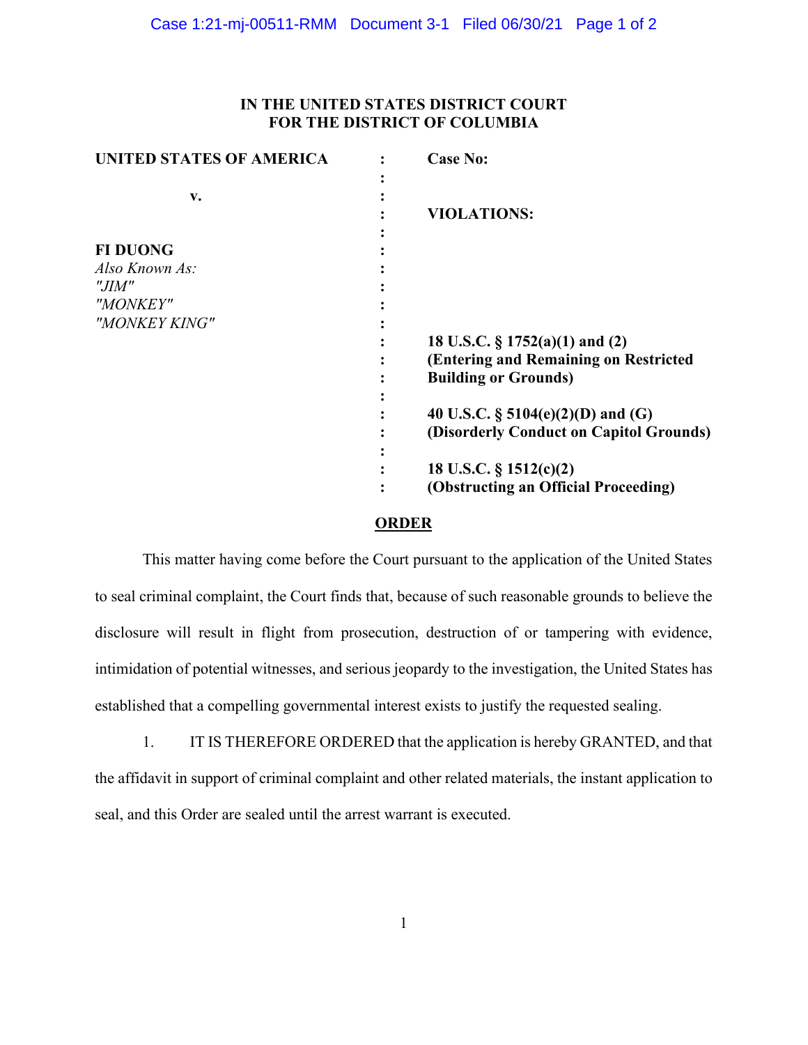**IN THE UNITED STATES DISTRICT COURT**
**FOR THE DISTRICT OF COLUMBIA**

| | | |
|---|---|---|
| **UNITED STATES OF AMERICA** | : | **Case No:** |
| | : | |
| **v.** | : | |
| | : | **VIOLATIONS:** |
| | : | |
| **FI DUONG** | : | |
| *Also Known As:* | : | |
| *"JIM"* | : | |
| *"MONKEY"* | : | |
| *"MONKEY KING"* | : | |
| | : | **18 U.S.C. § 1752(a)(1) and (2)** |
| | : | **(Entering and Remaining on Restricted** |
| | : | **Building or Grounds)** |
| | : | |
| | : | **40 U.S.C. § 5104(e)(2)(D) and (G)** |
| | : | **(Disorderly Conduct on Capitol Grounds)** |
| | : | |
| | : | **18 U.S.C. § 1512(c)(2)** |
| | : | **(Obstructing an Official Proceeding)** |

## ORDER

This matter having come before the Court pursuant to the application of the United States to seal criminal complaint, the Court finds that, because of such reasonable grounds to believe the disclosure will result in flight from prosecution, destruction of or tampering with evidence, intimidation of potential witnesses, and serious jeopardy to the investigation, the United States has established that a compelling governmental interest exists to justify the requested sealing.

1. IT IS THEREFORE ORDERED that the application is hereby GRANTED, and that the affidavit in support of criminal complaint and other related materials, the instant application to seal, and this Order are sealed until the arrest warrant is executed.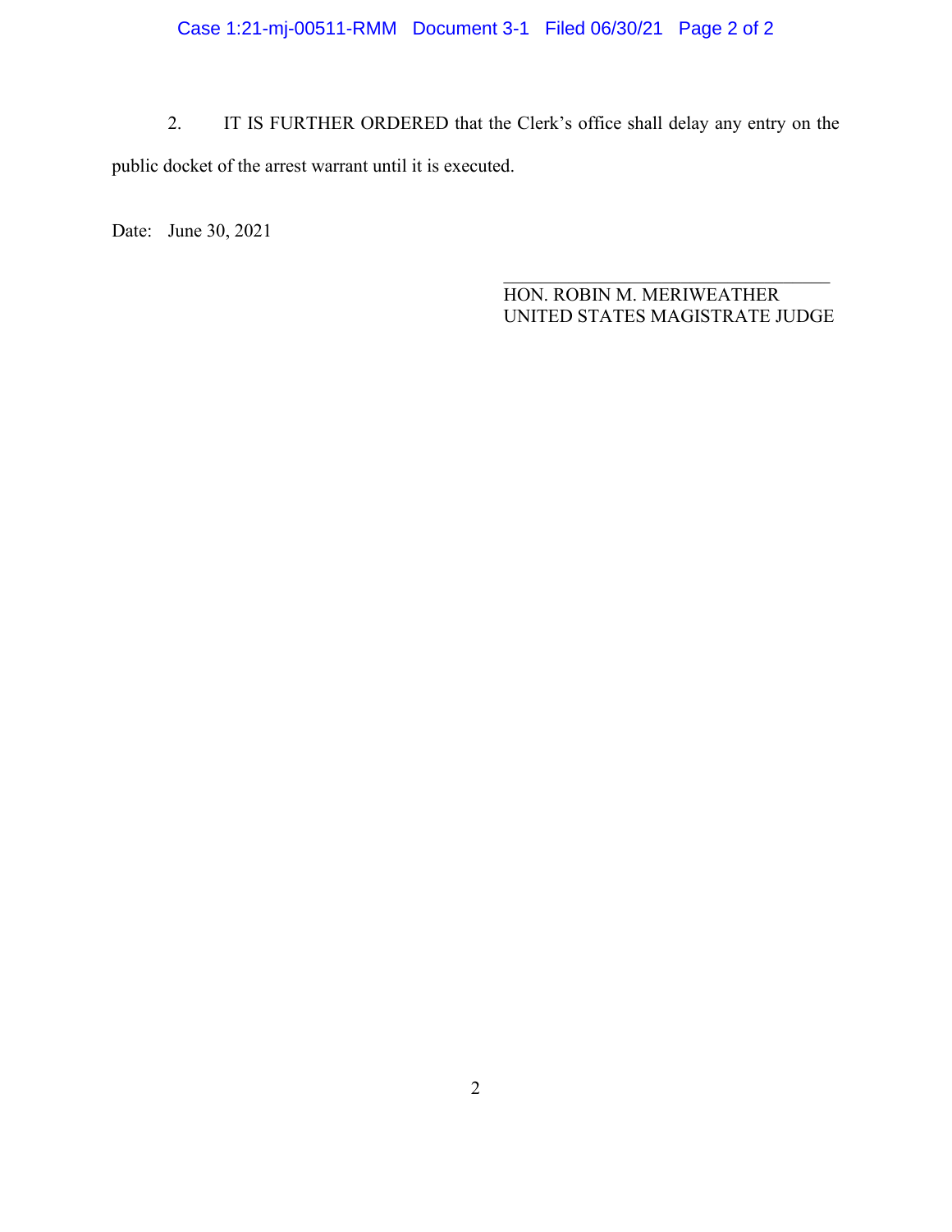2. IT IS FURTHER ORDERED that the Clerk's office shall delay any entry on the public docket of the arrest warrant until it is executed.

Date: June 30, 2021

\_\_\_\_\_\_\_\_\_\_\_\_\_\_\_\_\_\_\_\_\_\_\_\_\_\_\_\_\_\_\_\_

HON. ROBIN M. MERIWEATHER
UNITED STATES MAGISTRATE JUDGE